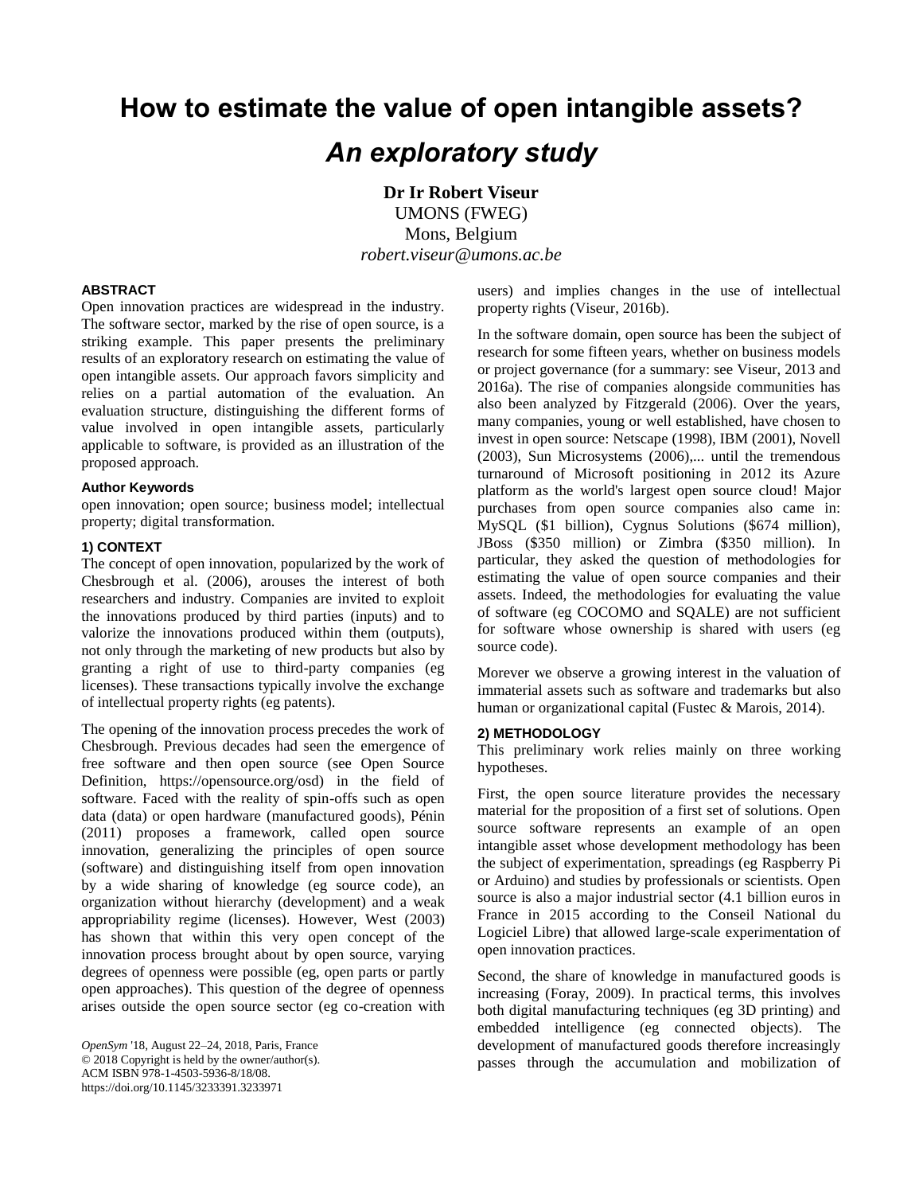# How to estimate the value of open intangible assets?

## *An exploratory study*

**Dr Ir Robert Viseur**
UMONS (FWEG)
Mons, Belgium
*robert.viseur@umons.ac.be*

### ABSTRACT

Open innovation practices are widespread in the industry. The software sector, marked by the rise of open source, is a striking example. This paper presents the preliminary results of an exploratory research on estimating the value of open intangible assets. Our approach favors simplicity and relies on a partial automation of the evaluation. An evaluation structure, distinguishing the different forms of value involved in open intangible assets, particularly applicable to software, is provided as an illustration of the proposed approach.

### Author Keywords

open innovation; open source; business model; intellectual property; digital transformation.

### 1) CONTEXT

The concept of open innovation, popularized by the work of Chesbrough et al. (2006), arouses the interest of both researchers and industry. Companies are invited to exploit the innovations produced by third parties (inputs) and to valorize the innovations produced within them (outputs), not only through the marketing of new products but also by granting a right of use to third-party companies (eg licenses). These transactions typically involve the exchange of intellectual property rights (eg patents).

The opening of the innovation process precedes the work of Chesbrough. Previous decades had seen the emergence of free software and then open source (see Open Source Definition, https://opensource.org/osd) in the field of software. Faced with the reality of spin-offs such as open data (data) or open hardware (manufactured goods), Pénin (2011) proposes a framework, called open source innovation, generalizing the principles of open source (software) and distinguishing itself from open innovation by a wide sharing of knowledge (eg source code), an organization without hierarchy (development) and a weak appropriability regime (licenses). However, West (2003) has shown that within this very open concept of the innovation process brought about by open source, varying degrees of openness were possible (eg, open parts or partly open approaches). This question of the degree of openness arises outside the open source sector (eg co-creation with users) and implies changes in the use of intellectual property rights (Viseur, 2016b).

In the software domain, open source has been the subject of research for some fifteen years, whether on business models or project governance (for a summary: see Viseur, 2013 and 2016a). The rise of companies alongside communities has also been analyzed by Fitzgerald (2006). Over the years, many companies, young or well established, have chosen to invest in open source: Netscape (1998), IBM (2001), Novell (2003), Sun Microsystems (2006),... until the tremendous turnaround of Microsoft positioning in 2012 its Azure platform as the world's largest open source cloud! Major purchases from open source companies also came in: MySQL ($1 billion), Cygnus Solutions ($674 million), JBoss ($350 million) or Zimbra ($350 million). In particular, they asked the question of methodologies for estimating the value of open source companies and their assets. Indeed, the methodologies for evaluating the value of software (eg COCOMO and SQALE) are not sufficient for software whose ownership is shared with users (eg source code).

Morever we observe a growing interest in the valuation of immaterial assets such as software and trademarks but also human or organizational capital (Fustec & Marois, 2014).

### 2) METHODOLOGY

This preliminary work relies mainly on three working hypotheses.

First, the open source literature provides the necessary material for the proposition of a first set of solutions. Open source software represents an example of an open intangible asset whose development methodology has been the subject of experimentation, spreadings (eg Raspberry Pi or Arduino) and studies by professionals or scientists. Open source is also a major industrial sector (4.1 billion euros in France in 2015 according to the Conseil National du Logiciel Libre) that allowed large-scale experimentation of open innovation practices.

Second, the share of knowledge in manufactured goods is increasing (Foray, 2009). In practical terms, this involves both digital manufacturing techniques (eg 3D printing) and embedded intelligence (eg connected objects). The development of manufactured goods therefore increasingly passes through the accumulation and mobilization of

*OpenSym* '18, August 22–24, 2018, Paris, France
© 2018 Copyright is held by the owner/author(s).
ACM ISBN 978-1-4503-5936-8/18/08.
https://doi.org/10.1145/3233391.3233971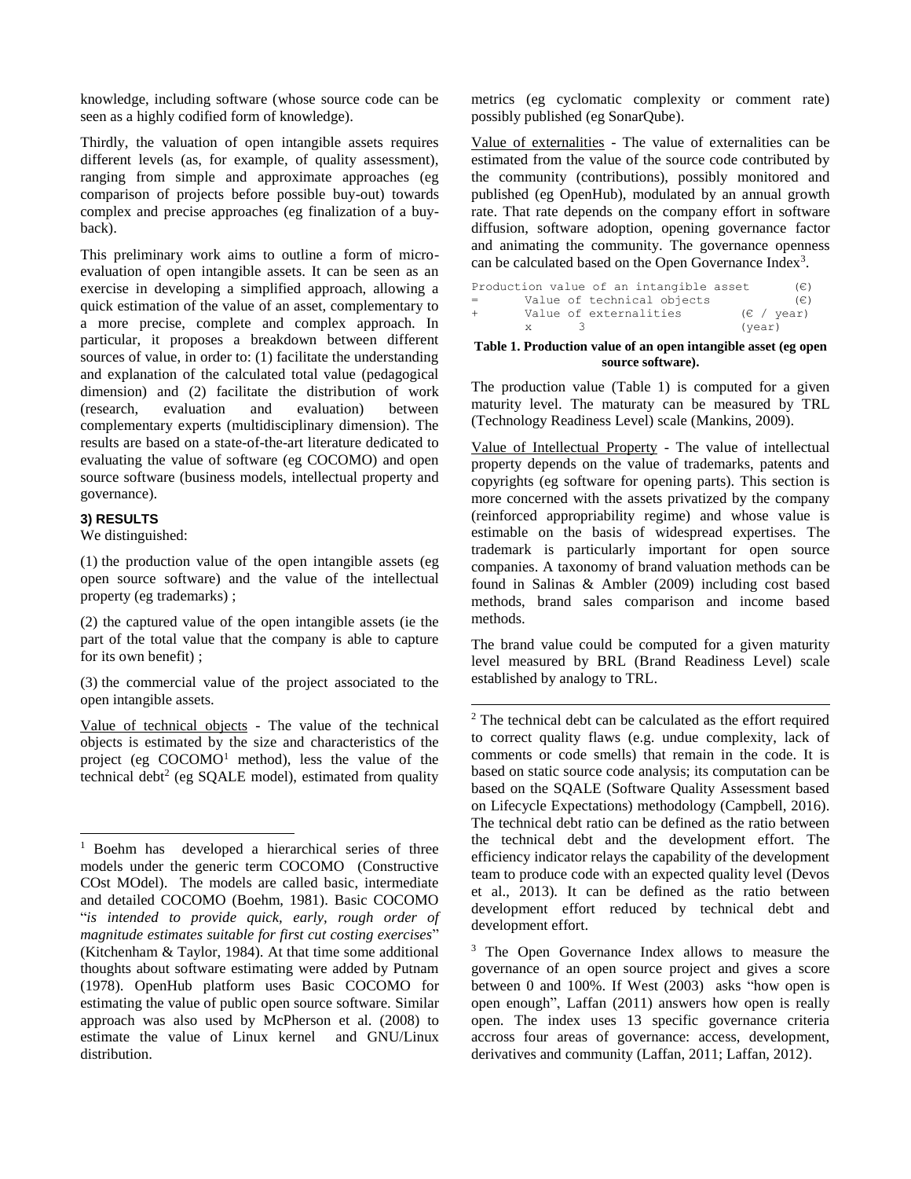knowledge, including software (whose source code can be seen as a highly codified form of knowledge).

Thirdly, the valuation of open intangible assets requires different levels (as, for example, of quality assessment), ranging from simple and approximate approaches (eg comparison of projects before possible buy-out) towards complex and precise approaches (eg finalization of a buy-back).

This preliminary work aims to outline a form of micro-evaluation of open intangible assets. It can be seen as an exercise in developing a simplified approach, allowing a quick estimation of the value of an asset, complementary to a more precise, complete and complex approach. In particular, it proposes a breakdown between different sources of value, in order to: (1) facilitate the understanding and explanation of the calculated total value (pedagogical dimension) and (2) facilitate the distribution of work (research, evaluation and evaluation) between complementary experts (multidisciplinary dimension). The results are based on a state-of-the-art literature dedicated to evaluating the value of software (eg COCOMO) and open source software (business models, intellectual property and governance).

### 3) RESULTS

We distinguished:

(1) the production value of the open intangible assets (eg open source software) and the value of the intellectual property (eg trademarks) ;

(2) the captured value of the open intangible assets (ie the part of the total value that the company is able to capture for its own benefit) ;

(3) the commercial value of the project associated to the open intangible assets.

Value of technical objects - The value of the technical objects is estimated by the size and characteristics of the project (eg COCOMO[1] method), less the value of the technical debt[2] (eg SQALE model), estimated from quality metrics (eg cyclomatic complexity or comment rate) possibly published (eg SonarQube).

Value of externalities - The value of externalities can be estimated from the value of the source code contributed by the community (contributions), possibly monitored and published (eg OpenHub), modulated by an annual growth rate. That rate depends on the company effort in software diffusion, software adoption, opening governance factor and animating the community. The governance openness can be calculated based on the Open Governance Index[3].

```
Production value of an intangible asset      (€)
=      Value of technical objects            (€)
+      Value of externalities            (€ / year)
       x      3                             (year)
```

**Table 1. Production value of an open intangible asset (eg open source software).**

The production value (Table 1) is computed for a given maturity level. The maturaty can be measured by TRL (Technology Readiness Level) scale (Mankins, 2009).

Value of Intellectual Property - The value of intellectual property depends on the value of trademarks, patents and copyrights (eg software for opening parts). This section is more concerned with the assets privatized by the company (reinforced appropriability regime) and whose value is estimable on the basis of widespread expertises. The trademark is particularly important for open source companies. A taxonomy of brand valuation methods can be found in Salinas & Ambler (2009) including cost based methods, brand sales comparison and income based methods.

The brand value could be computed for a given maturity level measured by BRL (Brand Readiness Level) scale established by analogy to TRL.

---

[1] Boehm has developed a hierarchical series of three models under the generic term COCOMO (Constructive COst MOdel). The models are called basic, intermediate and detailed COCOMO (Boehm, 1981). Basic COCOMO "*is intended to provide quick, early, rough order of magnitude estimates suitable for first cut costing exercises*" (Kitchenham & Taylor, 1984). At that time some additional thoughts about software estimating were added by Putnam (1978). OpenHub platform uses Basic COCOMO for estimating the value of public open source software. Similar approach was also used by McPherson et al. (2008) to estimate the value of Linux kernel and GNU/Linux distribution.

[2] The technical debt can be calculated as the effort required to correct quality flaws (e.g. undue complexity, lack of comments or code smells) that remain in the code. It is based on static source code analysis; its computation can be based on the SQALE (Software Quality Assessment based on Lifecycle Expectations) methodology (Campbell, 2016). The technical debt ratio can be defined as the ratio between the technical debt and the development effort. The efficiency indicator relays the capability of the development team to produce code with an expected quality level (Devos et al., 2013). It can be defined as the ratio between development effort reduced by technical debt and development effort.

[3] The Open Governance Index allows to measure the governance of an open source project and gives a score between 0 and 100%. If West (2003) asks "how open is open enough", Laffan (2011) answers how open is really open. The index uses 13 specific governance criteria accross four areas of governance: access, development, derivatives and community (Laffan, 2011; Laffan, 2012).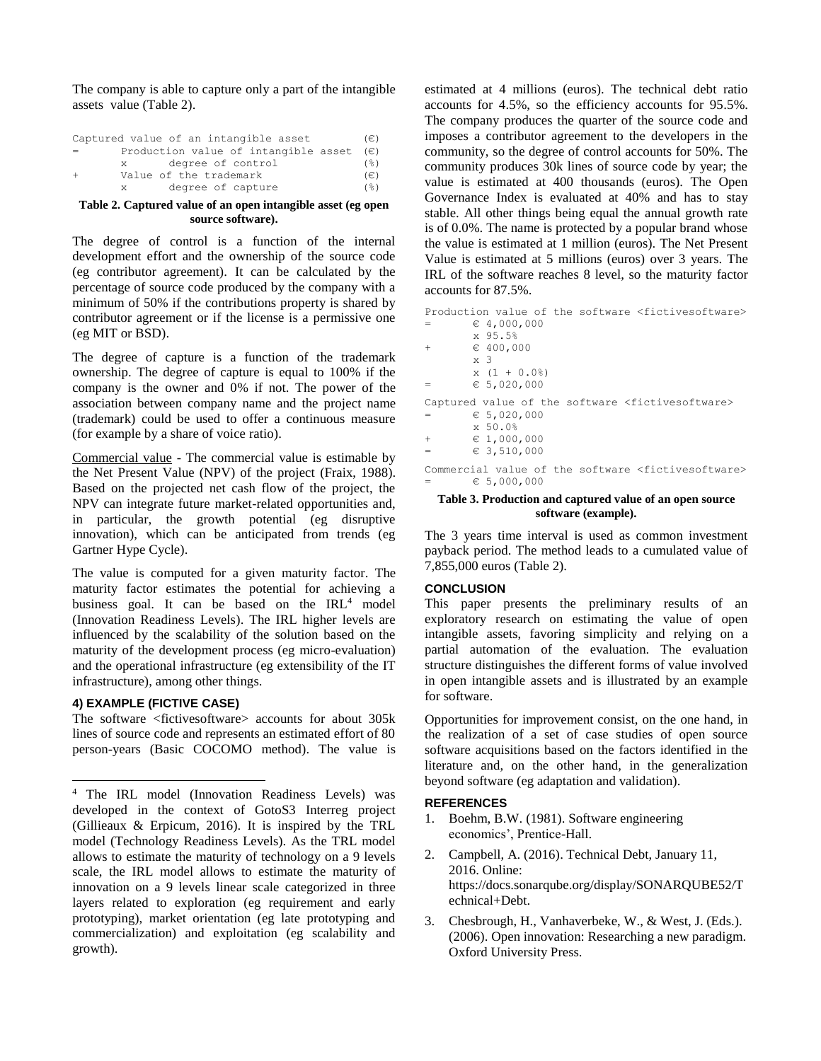The company is able to capture only a part of the intangible assets value (Table 2).

```
Captured value of an intangible asset        (€)
=      Production value of intangible asset  (€)
       x      degree of control              (%)
+      Value of the trademark                (€)
       x      degree of capture              (%)
```

**Table 2. Captured value of an open intangible asset (eg open source software).**

The degree of control is a function of the internal development effort and the ownership of the source code (eg contributor agreement). It can be calculated by the percentage of source code produced by the company with a minimum of 50% if the contributions property is shared by contributor agreement or if the license is a permissive one (eg MIT or BSD).

The degree of capture is a function of the trademark ownership. The degree of capture is equal to 100% if the company is the owner and 0% if not. The power of the association between company name and the project name (trademark) could be used to offer a continuous measure (for example by a share of voice ratio).

Commercial value - The commercial value is estimable by the Net Present Value (NPV) of the project (Fraix, 1988). Based on the projected net cash flow of the project, the NPV can integrate future market-related opportunities and, in particular, the growth potential (eg disruptive innovation), which can be anticipated from trends (eg Gartner Hype Cycle).

The value is computed for a given maturity factor. The maturity factor estimates the potential for achieving a business goal. It can be based on the IRL[4] model (Innovation Readiness Levels). The IRL higher levels are influenced by the scalability of the solution based on the maturity of the development process (eg micro-evaluation) and the operational infrastructure (eg extensibility of the IT infrastructure), among other things.

#### 4) EXAMPLE (FICTIVE CASE)

The software <fictivesoftware> accounts for about 305k lines of source code and represents an estimated effort of 80 person-years (Basic COCOMO method). The value is estimated at 4 millions (euros). The technical debt ratio accounts for 4.5%, so the efficiency accounts for 95.5%. The company produces the quarter of the source code and imposes a contributor agreement to the developers in the community, so the degree of control accounts for 50%. The community produces 30k lines of source code by year; the value is estimated at 400 thousands (euros). The Open Governance Index is evaluated at 40% and has to stay stable. All other things being equal the annual growth rate is of 0.0%. The name is protected by a popular brand whose the value is estimated at 1 million (euros). The Net Present Value is estimated at 5 millions (euros) over 3 years. The IRL of the software reaches 8 level, so the maturity factor accounts for 87.5%.

```
Production value of the software <fictivesoftware>
=      € 4,000,000
       x 95.5%
+      € 400,000
       x 3
       x (1 + 0.0%)
=      € 5,020,000

Captured value of the software <fictivesoftware>
=      € 5,020,000
       x 50.0%
+      € 1,000,000
=      € 3,510,000

Commercial value of the software <fictivesoftware>
=      € 5,000,000
```

**Table 3. Production and captured value of an open source software (example).**

The 3 years time interval is used as common investment payback period. The method leads to a cumulated value of 7,855,000 euros (Table 2).

#### CONCLUSION

This paper presents the preliminary results of an exploratory research on estimating the value of open intangible assets, favoring simplicity and relying on a partial automation of the evaluation. The evaluation structure distinguishes the different forms of value involved in open intangible assets and is illustrated by an example for software.

Opportunities for improvement consist, on the one hand, in the realization of a set of case studies of open source software acquisitions based on the factors identified in the literature and, on the other hand, in the generalization beyond software (eg adaptation and validation).

#### REFERENCES

1. Boehm, B.W. (1981). Software engineering economics', Prentice-Hall.
2. Campbell, A. (2016). Technical Debt, January 11, 2016. Online: https://docs.sonarqube.org/display/SONARQUBE52/Technical+Debt.
3. Chesbrough, H., Vanhaverbeke, W., & West, J. (Eds.). (2006). Open innovation: Researching a new paradigm. Oxford University Press.

---

[4] The IRL model (Innovation Readiness Levels) was developed in the context of GotoS3 Interreg project (Gillieaux & Erpicum, 2016). It is inspired by the TRL model (Technology Readiness Levels). As the TRL model allows to estimate the maturity of technology on a 9 levels scale, the IRL model allows to estimate the maturity of innovation on a 9 levels linear scale categorized in three layers related to exploration (eg requirement and early prototyping), market orientation (eg late prototyping and commercialization) and exploitation (eg scalability and growth).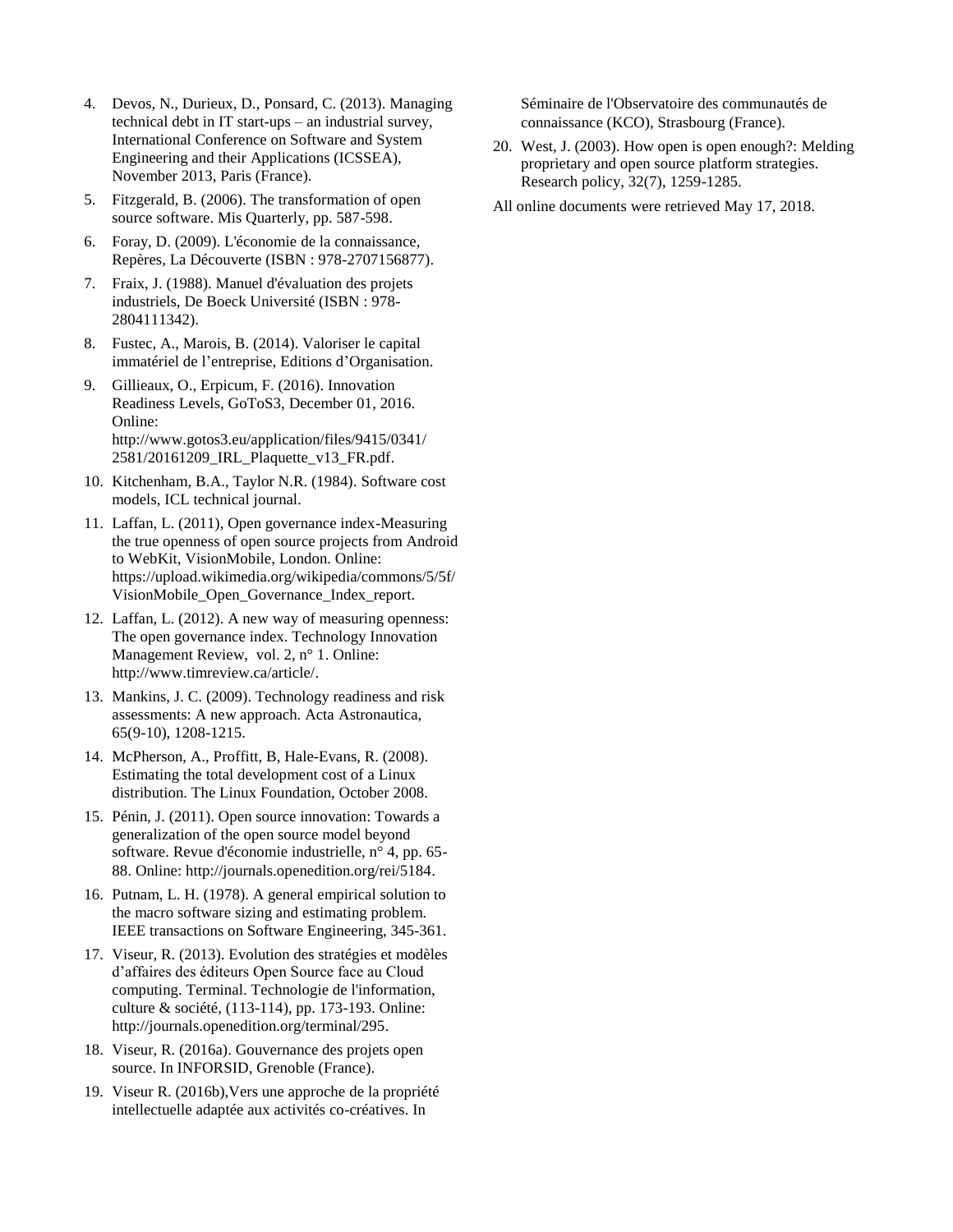4. Devos, N., Durieux, D., Ponsard, C. (2013). Managing technical debt in IT start-ups – an industrial survey, International Conference on Software and System Engineering and their Applications (ICSSEA), November 2013, Paris (France).
5. Fitzgerald, B. (2006). The transformation of open source software. Mis Quarterly, pp. 587-598.
6. Foray, D. (2009). L'économie de la connaissance, Repères, La Découverte (ISBN : 978-2707156877).
7. Fraix, J. (1988). Manuel d'évaluation des projets industriels, De Boeck Université (ISBN : 978-2804111342).
8. Fustec, A., Marois, B. (2014). Valoriser le capital immatériel de l'entreprise, Editions d'Organisation.
9. Gillieaux, O., Erpicum, F. (2016). Innovation Readiness Levels, GoToS3, December 01, 2016. Online: http://www.gotos3.eu/application/files/9415/0341/2581/20161209_IRL_Plaquette_v13_FR.pdf.
10. Kitchenham, B.A., Taylor N.R. (1984). Software cost models, ICL technical journal.
11. Laffan, L. (2011), Open governance index-Measuring the true openness of open source projects from Android to WebKit, VisionMobile, London. Online: https://upload.wikimedia.org/wikipedia/commons/5/5f/VisionMobile_Open_Governance_Index_report.
12. Laffan, L. (2012). A new way of measuring openness: The open governance index. Technology Innovation Management Review, vol. 2, n° 1. Online: http://www.timreview.ca/article/.
13. Mankins, J. C. (2009). Technology readiness and risk assessments: A new approach. Acta Astronautica, 65(9-10), 1208-1215.
14. McPherson, A., Proffitt, B, Hale-Evans, R. (2008). Estimating the total development cost of a Linux distribution. The Linux Foundation, October 2008.
15. Pénin, J. (2011). Open source innovation: Towards a generalization of the open source model beyond software. Revue d'économie industrielle, n° 4, pp. 65-88. Online: http://journals.openedition.org/rei/5184.
16. Putnam, L. H. (1978). A general empirical solution to the macro software sizing and estimating problem. IEEE transactions on Software Engineering, 345-361.
17. Viseur, R. (2013). Evolution des stratégies et modèles d'affaires des éditeurs Open Source face au Cloud computing. Terminal. Technologie de l'information, culture & société, (113-114), pp. 173-193. Online: http://journals.openedition.org/terminal/295.
18. Viseur, R. (2016a). Gouvernance des projets open source. In INFORSID, Grenoble (France).
19. Viseur R. (2016b),Vers une approche de la propriété intellectuelle adaptée aux activités co-créatives. In Séminaire de l'Observatoire des communautés de connaissance (KCO), Strasbourg (France).
20. West, J. (2003). How open is open enough?: Melding proprietary and open source platform strategies. Research policy, 32(7), 1259-1285.

All online documents were retrieved May 17, 2018.